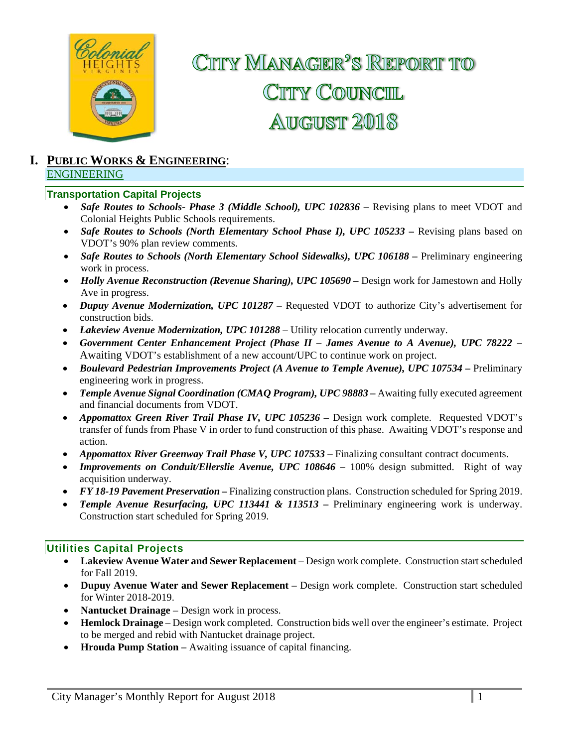# City Manager's Report to City Council August 2018

## I. Public Works & Engineering:

### ENGINEERING

#### Transportation Capital Projects

- ***Safe Routes to Schools- Phase 3 (Middle School), UPC 102836 –*** Revising plans to meet VDOT and Colonial Heights Public Schools requirements.
- ***Safe Routes to Schools (North Elementary School Phase I), UPC 105233 –*** Revising plans based on VDOT's 90% plan review comments.
- ***Safe Routes to Schools (North Elementary School Sidewalks), UPC 106188 –*** Preliminary engineering work in process.
- ***Holly Avenue Reconstruction (Revenue Sharing), UPC 105690 –*** Design work for Jamestown and Holly Ave in progress.
- ***Dupuy Avenue Modernization, UPC 101287*** – Requested VDOT to authorize City's advertisement for construction bids.
- ***Lakeview Avenue Modernization, UPC 101288*** – Utility relocation currently underway.
- ***Government Center Enhancement Project (Phase II – James Avenue to A Avenue), UPC 78222 –*** Awaiting VDOT's establishment of a new account/UPC to continue work on project.
- ***Boulevard Pedestrian Improvements Project (A Avenue to Temple Avenue), UPC 107534 –*** Preliminary engineering work in progress.
- ***Temple Avenue Signal Coordination (CMAQ Program), UPC 98883 –*** Awaiting fully executed agreement and financial documents from VDOT.
- ***Appomattox Green River Trail Phase IV, UPC 105236 –*** Design work complete. Requested VDOT's transfer of funds from Phase V in order to fund construction of this phase. Awaiting VDOT's response and action.
- ***Appomattox River Greenway Trail Phase V, UPC 107533 –*** Finalizing consultant contract documents.
- ***Improvements on Conduit/Ellerslie Avenue, UPC 108646 –*** 100% design submitted. Right of way acquisition underway.
- ***FY 18-19 Pavement Preservation –*** Finalizing construction plans. Construction scheduled for Spring 2019.
- ***Temple Avenue Resurfacing, UPC 113441 & 113513 –*** Preliminary engineering work is underway. Construction start scheduled for Spring 2019.

#### Utilities Capital Projects

- **Lakeview Avenue Water and Sewer Replacement** – Design work complete. Construction start scheduled for Fall 2019.
- **Dupuy Avenue Water and Sewer Replacement** – Design work complete. Construction start scheduled for Winter 2018-2019.
- **Nantucket Drainage** – Design work in process.
- **Hemlock Drainage** – Design work completed. Construction bids well over the engineer's estimate. Project to be merged and rebid with Nantucket drainage project.
- **Hrouda Pump Station –** Awaiting issuance of capital financing.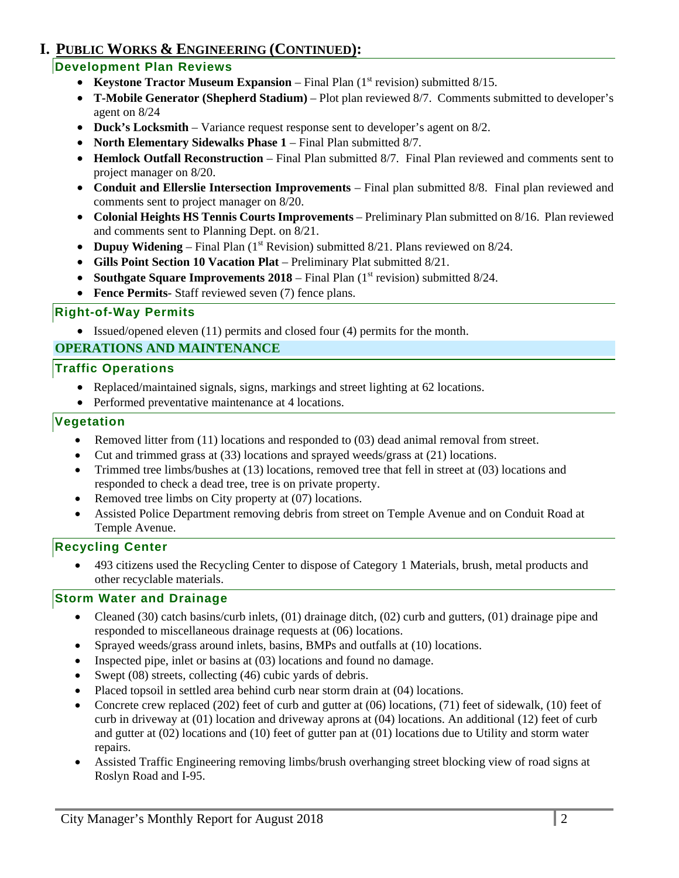# I. PUBLIC WORKS & ENGINEERING (CONTINUED):

### Development Plan Reviews

- **Keystone Tractor Museum Expansion** – Final Plan (1st revision) submitted 8/15.
- **T-Mobile Generator (Shepherd Stadium)** – Plot plan reviewed 8/7. Comments submitted to developer's agent on 8/24
- **Duck's Locksmith** – Variance request response sent to developer's agent on 8/2.
- **North Elementary Sidewalks Phase 1** – Final Plan submitted 8/7.
- **Hemlock Outfall Reconstruction** – Final Plan submitted 8/7. Final Plan reviewed and comments sent to project manager on 8/20.
- **Conduit and Ellerslie Intersection Improvements** – Final plan submitted 8/8. Final plan reviewed and comments sent to project manager on 8/20.
- **Colonial Heights HS Tennis Courts Improvements** – Preliminary Plan submitted on 8/16. Plan reviewed and comments sent to Planning Dept. on 8/21.
- **Dupuy Widening** – Final Plan (1st Revision) submitted 8/21. Plans reviewed on 8/24.
- **Gills Point Section 10 Vacation Plat** – Preliminary Plat submitted 8/21.
- **Southgate Square Improvements 2018** – Final Plan (1st revision) submitted 8/24.
- **Fence Permits**- Staff reviewed seven (7) fence plans.

### Right-of-Way Permits

- Issued/opened eleven (11) permits and closed four (4) permits for the month.

## OPERATIONS AND MAINTENANCE

### Traffic Operations

- Replaced/maintained signals, signs, markings and street lighting at 62 locations.
- Performed preventative maintenance at 4 locations.

### Vegetation

- Removed litter from (11) locations and responded to (03) dead animal removal from street.
- Cut and trimmed grass at (33) locations and sprayed weeds/grass at (21) locations.
- Trimmed tree limbs/bushes at (13) locations, removed tree that fell in street at (03) locations and responded to check a dead tree, tree is on private property.
- Removed tree limbs on City property at (07) locations.
- Assisted Police Department removing debris from street on Temple Avenue and on Conduit Road at Temple Avenue.

### Recycling Center

- 493 citizens used the Recycling Center to dispose of Category 1 Materials, brush, metal products and other recyclable materials.

### Storm Water and Drainage

- Cleaned (30) catch basins/curb inlets, (01) drainage ditch, (02) curb and gutters, (01) drainage pipe and responded to miscellaneous drainage requests at (06) locations.
- Sprayed weeds/grass around inlets, basins, BMPs and outfalls at (10) locations.
- Inspected pipe, inlet or basins at (03) locations and found no damage.
- Swept (08) streets, collecting (46) cubic yards of debris.
- Placed topsoil in settled area behind curb near storm drain at (04) locations.
- Concrete crew replaced (202) feet of curb and gutter at (06) locations, (71) feet of sidewalk, (10) feet of curb in driveway at (01) location and driveway aprons at (04) locations. An additional (12) feet of curb and gutter at (02) locations and (10) feet of gutter pan at (01) locations due to Utility and storm water repairs.
- Assisted Traffic Engineering removing limbs/brush overhanging street blocking view of road signs at Roslyn Road and I-95.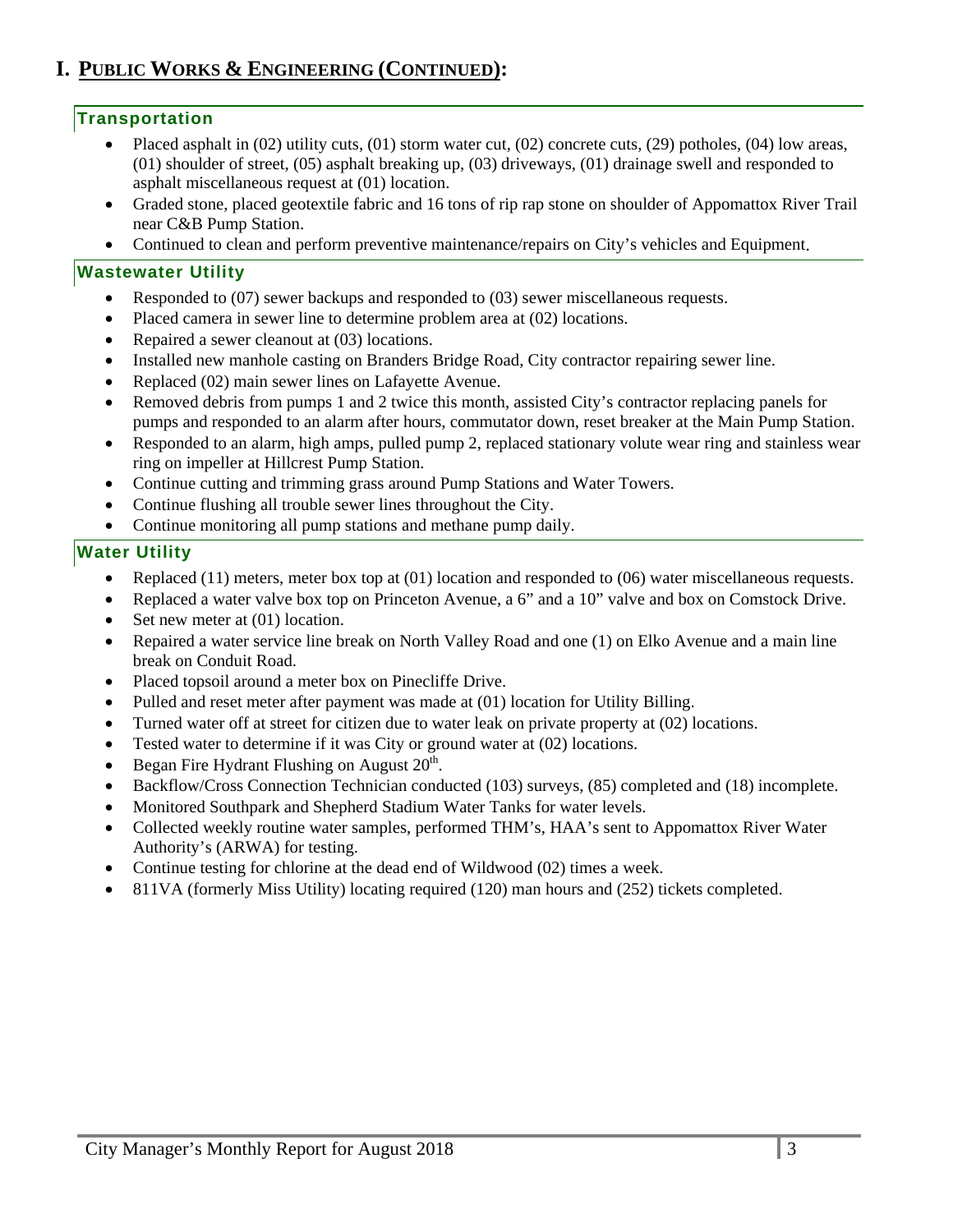# I. PUBLIC WORKS & ENGINEERING (CONTINUED):

## Transportation

- Placed asphalt in (02) utility cuts, (01) storm water cut, (02) concrete cuts, (29) potholes, (04) low areas, (01) shoulder of street, (05) asphalt breaking up, (03) driveways, (01) drainage swell and responded to asphalt miscellaneous request at (01) location.
- Graded stone, placed geotextile fabric and 16 tons of rip rap stone on shoulder of Appomattox River Trail near C&B Pump Station.
- Continued to clean and perform preventive maintenance/repairs on City's vehicles and Equipment.

## Wastewater Utility

- Responded to (07) sewer backups and responded to (03) sewer miscellaneous requests.
- Placed camera in sewer line to determine problem area at (02) locations.
- Repaired a sewer cleanout at (03) locations.
- Installed new manhole casting on Branders Bridge Road, City contractor repairing sewer line.
- Replaced (02) main sewer lines on Lafayette Avenue.
- Removed debris from pumps 1 and 2 twice this month, assisted City's contractor replacing panels for pumps and responded to an alarm after hours, commutator down, reset breaker at the Main Pump Station.
- Responded to an alarm, high amps, pulled pump 2, replaced stationary volute wear ring and stainless wear ring on impeller at Hillcrest Pump Station.
- Continue cutting and trimming grass around Pump Stations and Water Towers.
- Continue flushing all trouble sewer lines throughout the City.
- Continue monitoring all pump stations and methane pump daily.

## Water Utility

- Replaced (11) meters, meter box top at (01) location and responded to (06) water miscellaneous requests.
- Replaced a water valve box top on Princeton Avenue, a 6" and a 10" valve and box on Comstock Drive.
- Set new meter at (01) location.
- Repaired a water service line break on North Valley Road and one (1) on Elko Avenue and a main line break on Conduit Road.
- Placed topsoil around a meter box on Pinecliffe Drive.
- Pulled and reset meter after payment was made at (01) location for Utility Billing.
- Turned water off at street for citizen due to water leak on private property at (02) locations.
- Tested water to determine if it was City or ground water at (02) locations.
- Began Fire Hydrant Flushing on August 20th.
- Backflow/Cross Connection Technician conducted (103) surveys, (85) completed and (18) incomplete.
- Monitored Southpark and Shepherd Stadium Water Tanks for water levels.
- Collected weekly routine water samples, performed THM's, HAA's sent to Appomattox River Water Authority's (ARWA) for testing.
- Continue testing for chlorine at the dead end of Wildwood (02) times a week.
- 811VA (formerly Miss Utility) locating required (120) man hours and (252) tickets completed.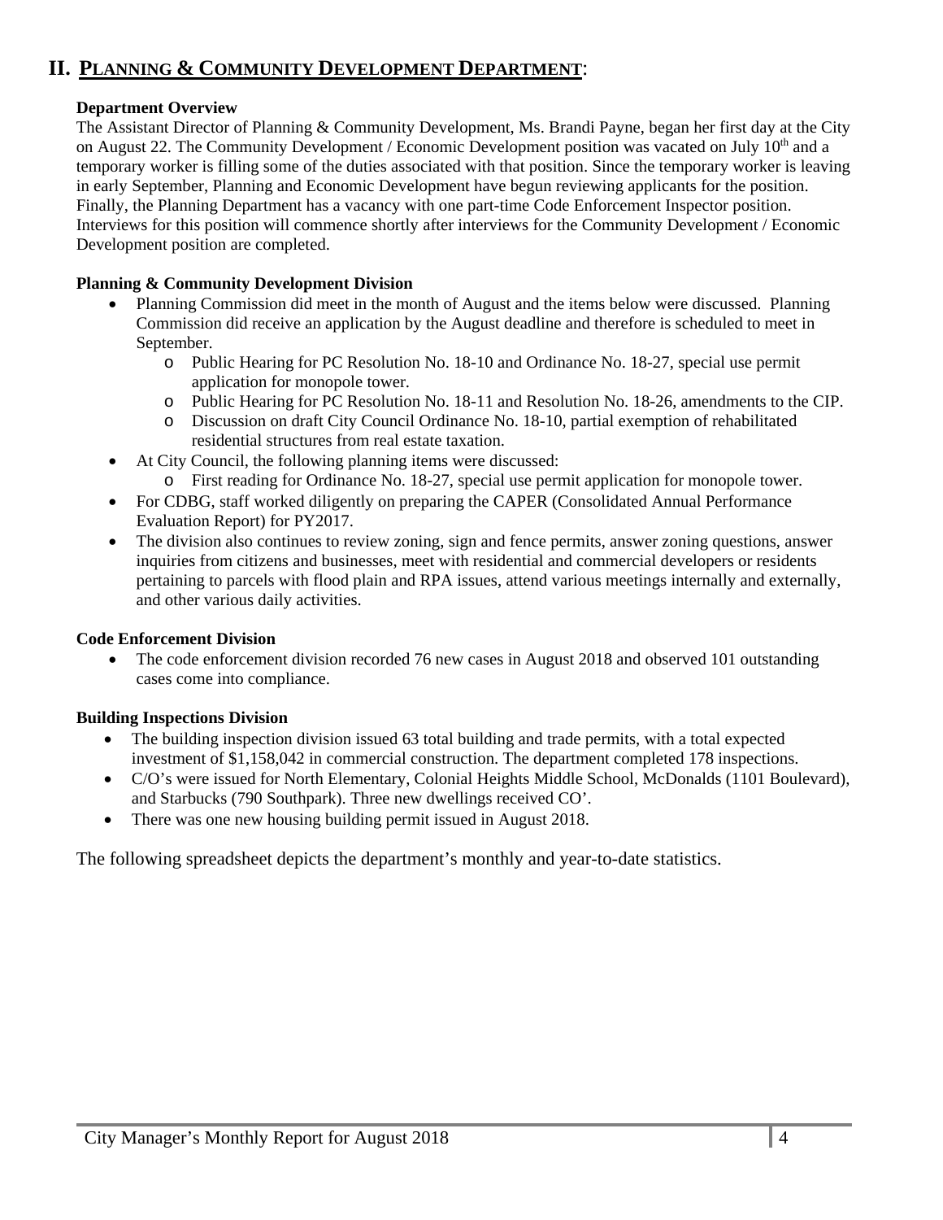## II. PLANNING & COMMUNITY DEVELOPMENT DEPARTMENT:

**Department Overview**

The Assistant Director of Planning & Community Development, Ms. Brandi Payne, began her first day at the City on August 22. The Community Development / Economic Development position was vacated on July 10th and a temporary worker is filling some of the duties associated with that position. Since the temporary worker is leaving in early September, Planning and Economic Development have begun reviewing applicants for the position. Finally, the Planning Department has a vacancy with one part-time Code Enforcement Inspector position. Interviews for this position will commence shortly after interviews for the Community Development / Economic Development position are completed.

**Planning & Community Development Division**

- Planning Commission did meet in the month of August and the items below were discussed. Planning Commission did receive an application by the August deadline and therefore is scheduled to meet in September.
  - Public Hearing for PC Resolution No. 18-10 and Ordinance No. 18-27, special use permit application for monopole tower.
  - Public Hearing for PC Resolution No. 18-11 and Resolution No. 18-26, amendments to the CIP.
  - Discussion on draft City Council Ordinance No. 18-10, partial exemption of rehabilitated residential structures from real estate taxation.
- At City Council, the following planning items were discussed:
  - First reading for Ordinance No. 18-27, special use permit application for monopole tower.
- For CDBG, staff worked diligently on preparing the CAPER (Consolidated Annual Performance Evaluation Report) for PY2017.
- The division also continues to review zoning, sign and fence permits, answer zoning questions, answer inquiries from citizens and businesses, meet with residential and commercial developers or residents pertaining to parcels with flood plain and RPA issues, attend various meetings internally and externally, and other various daily activities.

**Code Enforcement Division**

- The code enforcement division recorded 76 new cases in August 2018 and observed 101 outstanding cases come into compliance.

**Building Inspections Division**

- The building inspection division issued 63 total building and trade permits, with a total expected investment of $1,158,042 in commercial construction. The department completed 178 inspections.
- C/O's were issued for North Elementary, Colonial Heights Middle School, McDonalds (1101 Boulevard), and Starbucks (790 Southpark). Three new dwellings received CO'.
- There was one new housing building permit issued in August 2018.

The following spreadsheet depicts the department's monthly and year-to-date statistics.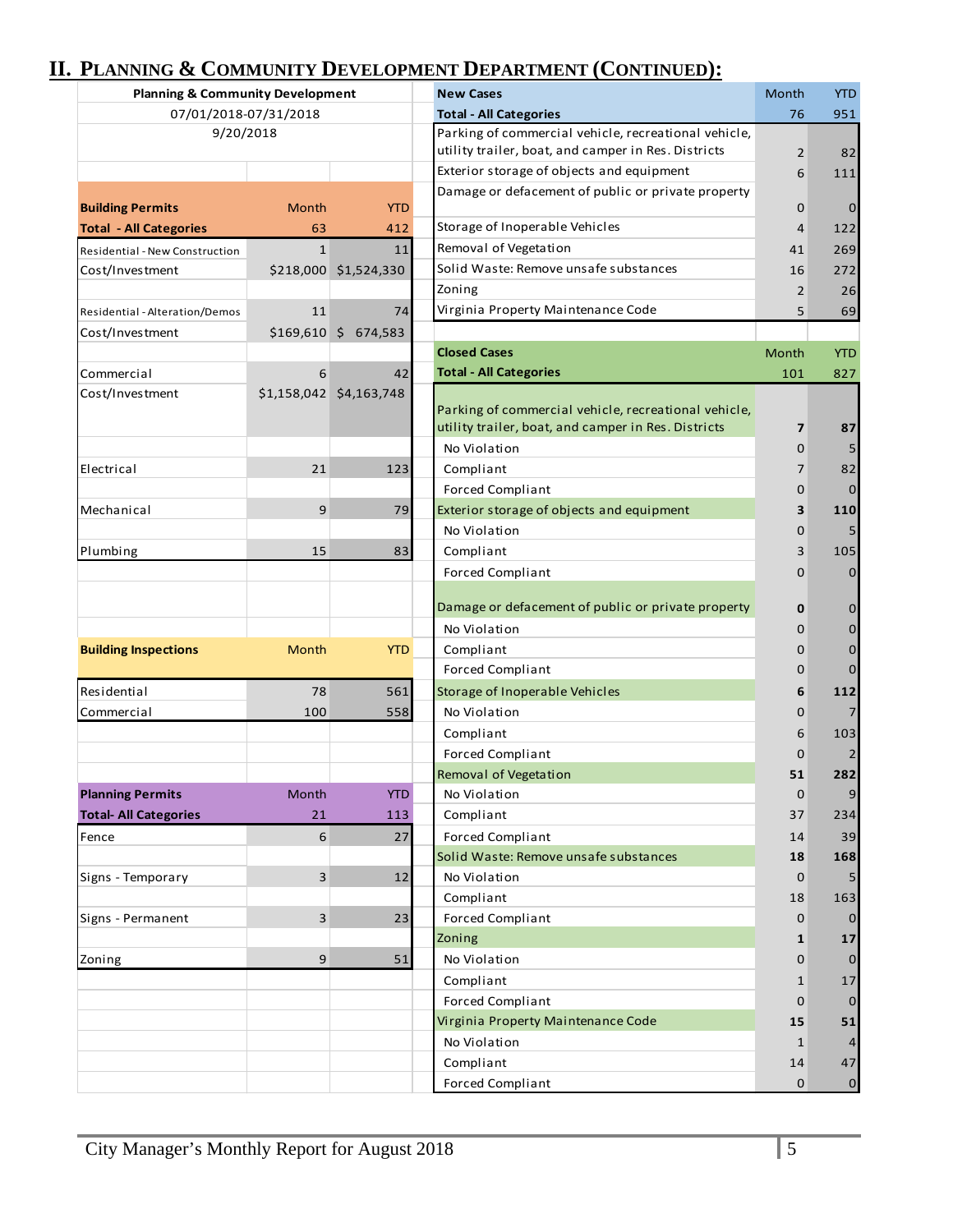## II. Planning & Community Development Department (Continued):

| Planning & Community Development | | |
|---|---|---|
| 07/01/2018-07/31/2018 | | |
| 9/20/2018 | | |

| **Building Permits** | Month | YTD |
|---|---|---|
| **Total - All Categories** | 63 | 412 |
| Residential - New Construction | 1 | 11 |
| Cost/Investment | $218,000 | $1,524,330 |
| Residential - Alteration/Demos | 11 | 74 |
| Cost/Investment | $169,610 | $ 674,583 |
| Commercial | 6 | 42 |
| Cost/Investment | $1,158,042 | $4,163,748 |
| Electrical | 21 | 123 |
| Mechanical | 9 | 79 |
| Plumbing | 15 | 83 |

| **Building Inspections** | Month | YTD |
|---|---|---|
| Residential | 78 | 561 |
| Commercial | 100 | 558 |

| **Planning Permits** | Month | YTD |
|---|---|---|
| **Total- All Categories** | 21 | 113 |
| Fence | 6 | 27 |
| Signs - Temporary | 3 | 12 |
| Signs - Permanent | 3 | 23 |
| Zoning | 9 | 51 |

| **New Cases** | Month | YTD |
|---|---|---|
| **Total - All Categories** | 76 | 951 |
| Parking of commercial vehicle, recreational vehicle, utility trailer, boat, and camper in Res. Districts | 2 | 82 |
| Exterior storage of objects and equipment | 6 | 111 |
| Damage or defacement of public or private property | 0 | 0 |
| Storage of Inoperable Vehicles | 4 | 122 |
| Removal of Vegetation | 41 | 269 |
| Solid Waste: Remove unsafe substances | 16 | 272 |
| Zoning | 2 | 26 |
| Virginia Property Maintenance Code | 5 | 69 |

| **Closed Cases** | Month | YTD |
|---|---|---|
| **Total - All Categories** | 101 | 827 |
| Parking of commercial vehicle, recreational vehicle, utility trailer, boat, and camper in Res. Districts | **7** | **87** |
| No Violation | 0 | 5 |
| Compliant | 7 | 82 |
| Forced Compliant | 0 | 0 |
| Exterior storage of objects and equipment | **3** | **110** |
| No Violation | 0 | 5 |
| Compliant | 3 | 105 |
| Forced Compliant | 0 | 0 |
| Damage or defacement of public or private property | **0** | 0 |
| No Violation | 0 | 0 |
| Compliant | 0 | 0 |
| Forced Compliant | 0 | 0 |
| Storage of Inoperable Vehicles | **6** | **112** |
| No Violation | 0 | 7 |
| Compliant | 6 | 103 |
| Forced Compliant | 0 | 2 |
| Removal of Vegetation | **51** | **282** |
| No Violation | 0 | 9 |
| Compliant | 37 | 234 |
| Forced Compliant | 14 | 39 |
| Solid Waste: Remove unsafe substances | **18** | **168** |
| No Violation | 0 | 5 |
| Compliant | 18 | 163 |
| Forced Compliant | 0 | 0 |
| Zoning | **1** | **17** |
| No Violation | 0 | 0 |
| Compliant | 1 | 17 |
| Forced Compliant | 0 | 0 |
| Virginia Property Maintenance Code | **15** | **51** |
| No Violation | 1 | 4 |
| Compliant | 14 | 47 |
| Forced Compliant | 0 | 0 |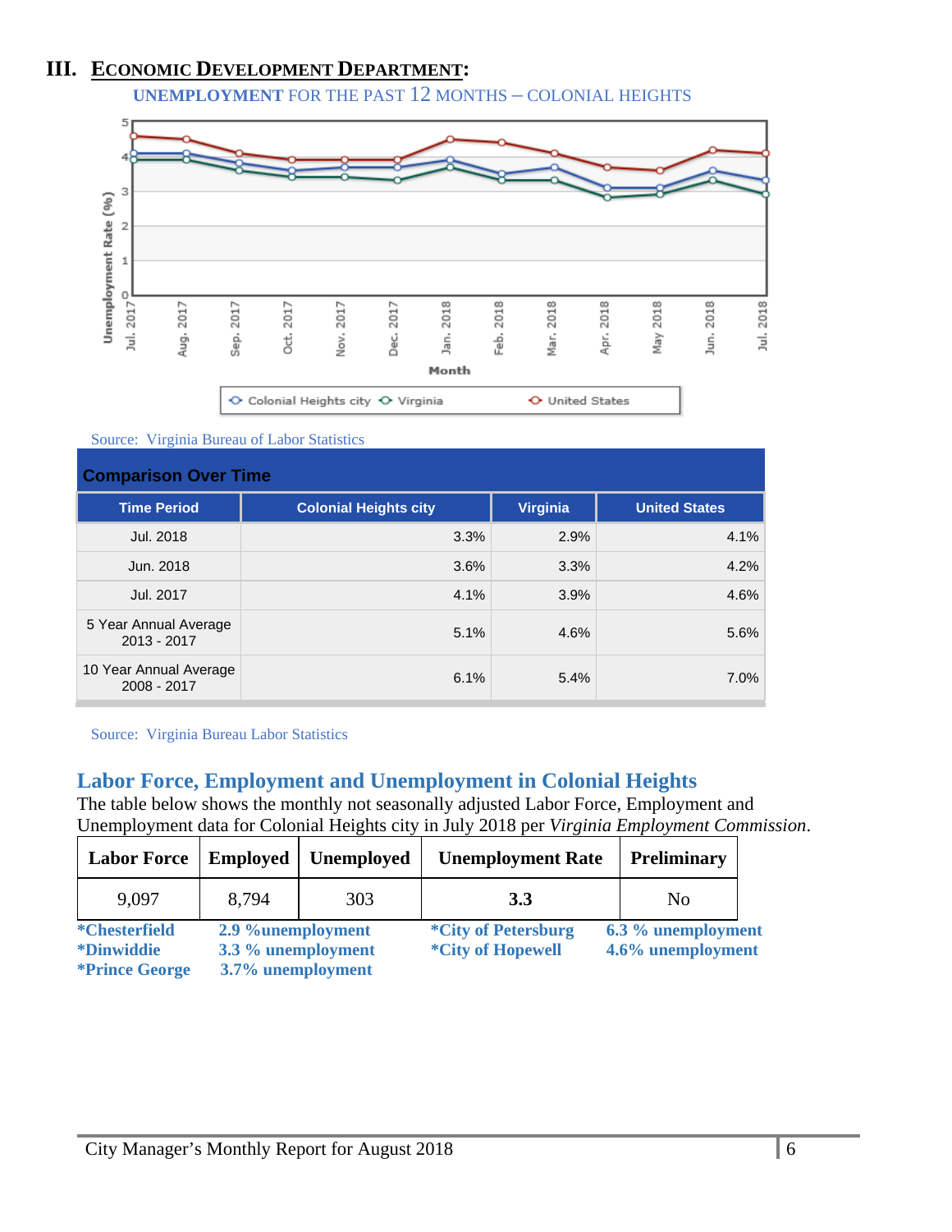# III. ECONOMIC DEVELOPMENT DEPARTMENT:

UNEMPLOYMENT FOR THE PAST 12 MONTHS – COLONIAL HEIGHTS

Source: Virginia Bureau of Labor Statistics

**Comparison Over Time**

| Time Period | Colonial Heights city | Virginia | United States |
|---|---|---|---|
| Jul. 2018 | 3.3% | 2.9% | 4.1% |
| Jun. 2018 | 3.6% | 3.3% | 4.2% |
| Jul. 2017 | 4.1% | 3.9% | 4.6% |
| 5 Year Annual Average 2013 - 2017 | 5.1% | 4.6% | 5.6% |
| 10 Year Annual Average 2008 - 2017 | 6.1% | 5.4% | 7.0% |

Source: Virginia Bureau Labor Statistics

## Labor Force, Employment and Unemployment in Colonial Heights

The table below shows the monthly not seasonally adjusted Labor Force, Employment and Unemployment data for Colonial Heights city in July 2018 per *Virginia Employment Commission*.

| Labor Force | Employed | Unemployed | Unemployment Rate | Preliminary |
|---|---|---|---|---|
| 9,097 | 8,794 | 303 | **3.3** | No |

**\*Chesterfield** **2.9 %unemployment** **\*City of Petersburg** **6.3 % unemployment**
**\*Dinwiddie** **3.3 % unemployment** **\*City of Hopewell** **4.6% unemployment**
**\*Prince George** **3.7% unemployment**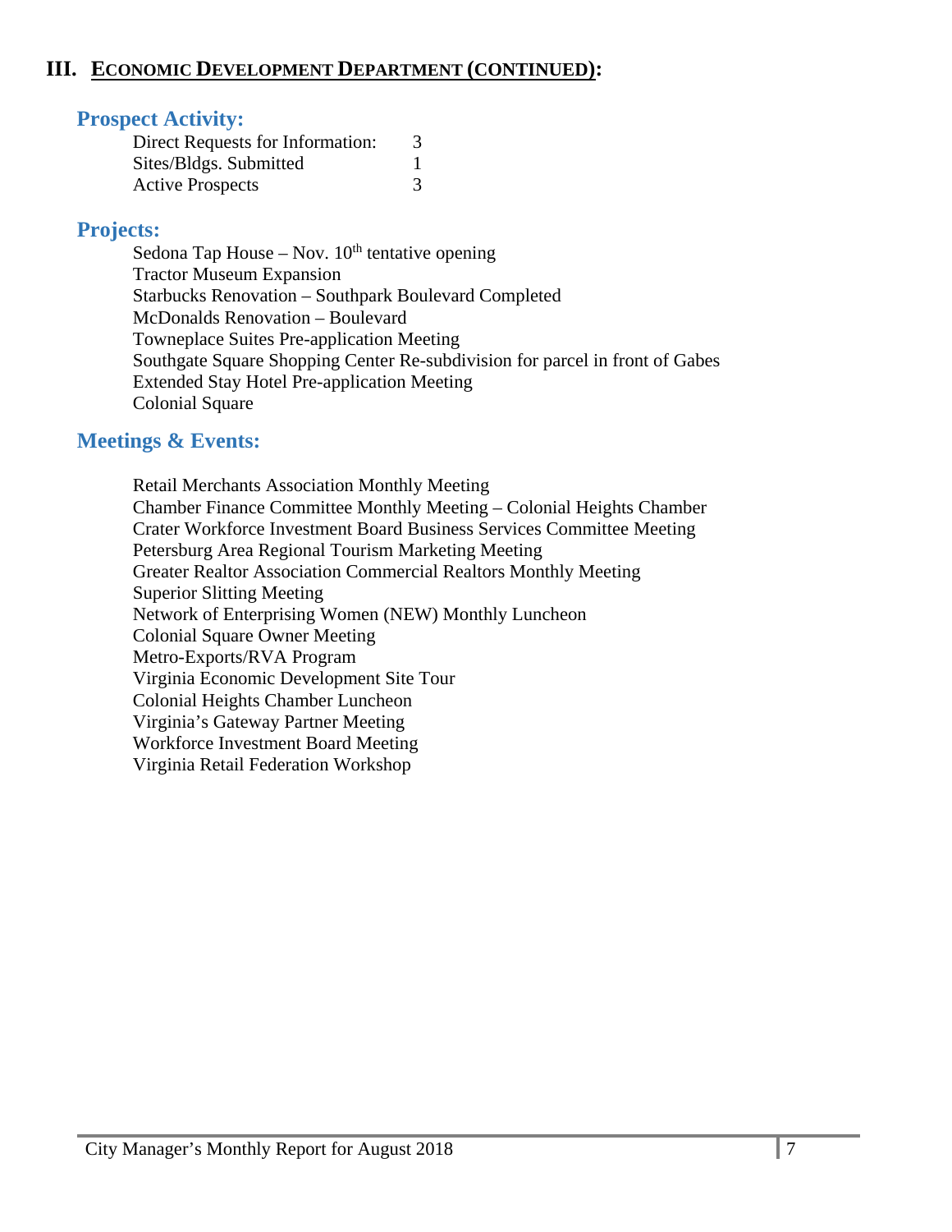## III. ECONOMIC DEVELOPMENT DEPARTMENT (CONTINUED):

### Prospect Activity:

| | |
|---|---|
| Direct Requests for Information: | 3 |
| Sites/Bldgs. Submitted | 1 |
| Active Prospects | 3 |

### Projects:

Sedona Tap House – Nov. 10th tentative opening
Tractor Museum Expansion
Starbucks Renovation – Southpark Boulevard Completed
McDonalds Renovation – Boulevard
Towneplace Suites Pre-application Meeting
Southgate Square Shopping Center Re-subdivision for parcel in front of Gabes
Extended Stay Hotel Pre-application Meeting
Colonial Square

### Meetings & Events:

Retail Merchants Association Monthly Meeting
Chamber Finance Committee Monthly Meeting – Colonial Heights Chamber
Crater Workforce Investment Board Business Services Committee Meeting
Petersburg Area Regional Tourism Marketing Meeting
Greater Realtor Association Commercial Realtors Monthly Meeting
Superior Slitting Meeting
Network of Enterprising Women (NEW) Monthly Luncheon
Colonial Square Owner Meeting
Metro-Exports/RVA Program
Virginia Economic Development Site Tour
Colonial Heights Chamber Luncheon
Virginia's Gateway Partner Meeting
Workforce Investment Board Meeting
Virginia Retail Federation Workshop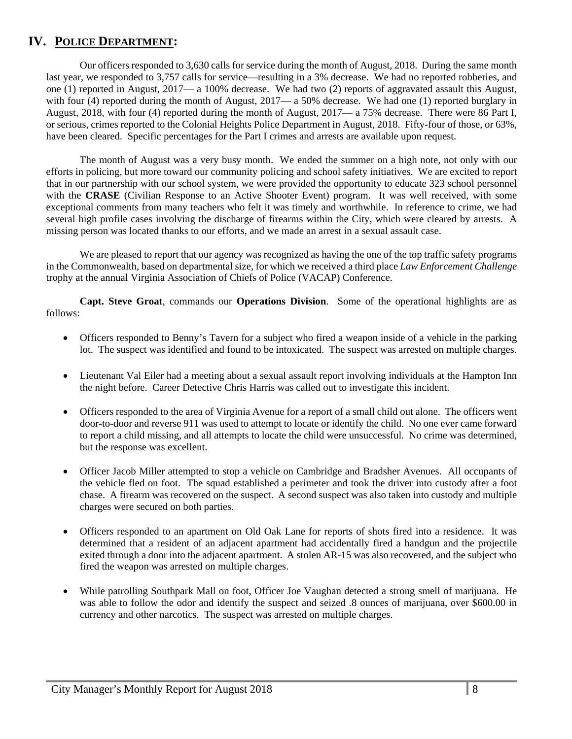## IV. POLICE DEPARTMENT:

Our officers responded to 3,630 calls for service during the month of August, 2018. During the same month last year, we responded to 3,757 calls for service—resulting in a 3% decrease. We had no reported robberies, and one (1) reported in August, 2017— a 100% decrease. We had two (2) reports of aggravated assault this August, with four (4) reported during the month of August, 2017— a 50% decrease. We had one (1) reported burglary in August, 2018, with four (4) reported during the month of August, 2017— a 75% decrease. There were 86 Part I, or serious, crimes reported to the Colonial Heights Police Department in August, 2018. Fifty-four of those, or 63%, have been cleared. Specific percentages for the Part I crimes and arrests are available upon request.

The month of August was a very busy month. We ended the summer on a high note, not only with our efforts in policing, but more toward our community policing and school safety initiatives. We are excited to report that in our partnership with our school system, we were provided the opportunity to educate 323 school personnel with the **CRASE** (Civilian Response to an Active Shooter Event) program. It was well received, with some exceptional comments from many teachers who felt it was timely and worthwhile. In reference to crime, we had several high profile cases involving the discharge of firearms within the City, which were cleared by arrests. A missing person was located thanks to our efforts, and we made an arrest in a sexual assault case.

We are pleased to report that our agency was recognized as having the one of the top traffic safety programs in the Commonwealth, based on departmental size, for which we received a third place *Law Enforcement Challenge* trophy at the annual Virginia Association of Chiefs of Police (VACAP) Conference.

**Capt. Steve Groat**, commands our **Operations Division**. Some of the operational highlights are as follows:

- Officers responded to Benny's Tavern for a subject who fired a weapon inside of a vehicle in the parking lot. The suspect was identified and found to be intoxicated. The suspect was arrested on multiple charges.
- Lieutenant Val Eiler had a meeting about a sexual assault report involving individuals at the Hampton Inn the night before. Career Detective Chris Harris was called out to investigate this incident.
- Officers responded to the area of Virginia Avenue for a report of a small child out alone. The officers went door-to-door and reverse 911 was used to attempt to locate or identify the child. No one ever came forward to report a child missing, and all attempts to locate the child were unsuccessful. No crime was determined, but the response was excellent.
- Officer Jacob Miller attempted to stop a vehicle on Cambridge and Bradsher Avenues. All occupants of the vehicle fled on foot. The squad established a perimeter and took the driver into custody after a foot chase. A firearm was recovered on the suspect. A second suspect was also taken into custody and multiple charges were secured on both parties.
- Officers responded to an apartment on Old Oak Lane for reports of shots fired into a residence. It was determined that a resident of an adjacent apartment had accidentally fired a handgun and the projectile exited through a door into the adjacent apartment. A stolen AR-15 was also recovered, and the subject who fired the weapon was arrested on multiple charges.
- While patrolling Southpark Mall on foot, Officer Joe Vaughan detected a strong smell of marijuana. He was able to follow the odor and identify the suspect and seized .8 ounces of marijuana, over $600.00 in currency and other narcotics. The suspect was arrested on multiple charges.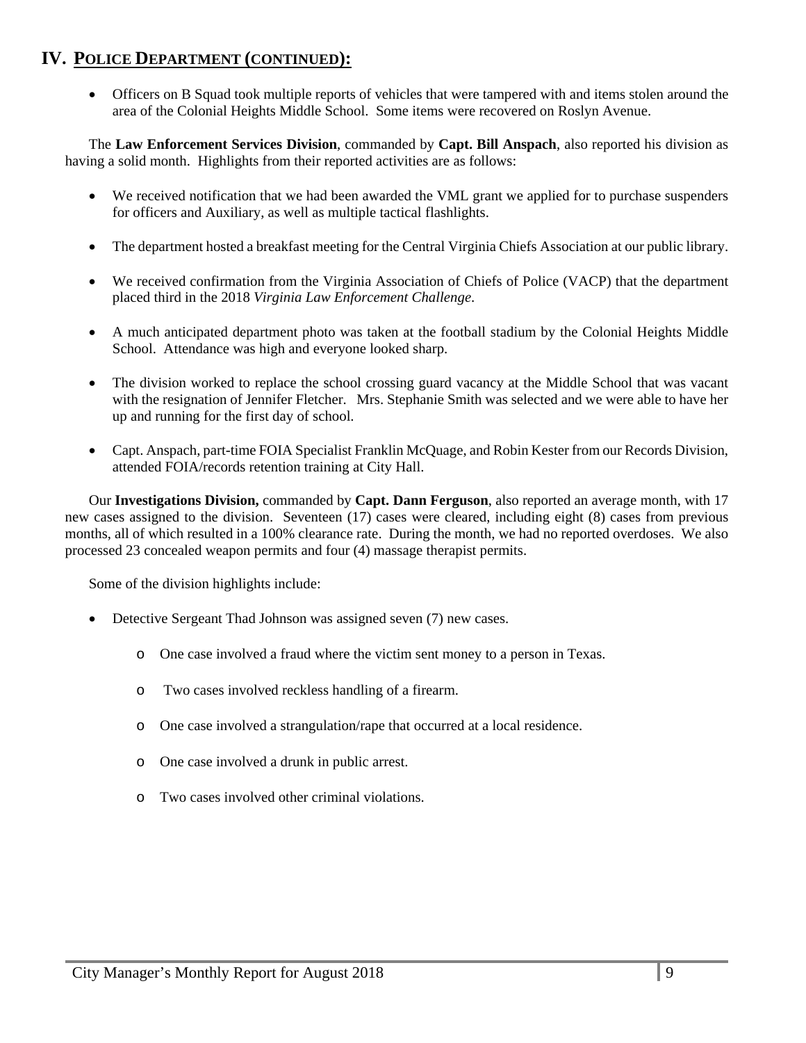## IV. POLICE DEPARTMENT (CONTINUED):

- Officers on B Squad took multiple reports of vehicles that were tampered with and items stolen around the area of the Colonial Heights Middle School. Some items were recovered on Roslyn Avenue.

The **Law Enforcement Services Division**, commanded by **Capt. Bill Anspach**, also reported his division as having a solid month. Highlights from their reported activities are as follows:

- We received notification that we had been awarded the VML grant we applied for to purchase suspenders for officers and Auxiliary, as well as multiple tactical flashlights.
- The department hosted a breakfast meeting for the Central Virginia Chiefs Association at our public library.
- We received confirmation from the Virginia Association of Chiefs of Police (VACP) that the department placed third in the 2018 *Virginia Law Enforcement Challenge*.
- A much anticipated department photo was taken at the football stadium by the Colonial Heights Middle School. Attendance was high and everyone looked sharp.
- The division worked to replace the school crossing guard vacancy at the Middle School that was vacant with the resignation of Jennifer Fletcher. Mrs. Stephanie Smith was selected and we were able to have her up and running for the first day of school.
- Capt. Anspach, part-time FOIA Specialist Franklin McQuage, and Robin Kester from our Records Division, attended FOIA/records retention training at City Hall.

Our **Investigations Division,** commanded by **Capt. Dann Ferguson**, also reported an average month, with 17 new cases assigned to the division. Seventeen (17) cases were cleared, including eight (8) cases from previous months, all of which resulted in a 100% clearance rate. During the month, we had no reported overdoses. We also processed 23 concealed weapon permits and four (4) massage therapist permits.

Some of the division highlights include:

- Detective Sergeant Thad Johnson was assigned seven (7) new cases.
  - One case involved a fraud where the victim sent money to a person in Texas.
  - Two cases involved reckless handling of a firearm.
  - One case involved a strangulation/rape that occurred at a local residence.
  - One case involved a drunk in public arrest.
  - Two cases involved other criminal violations.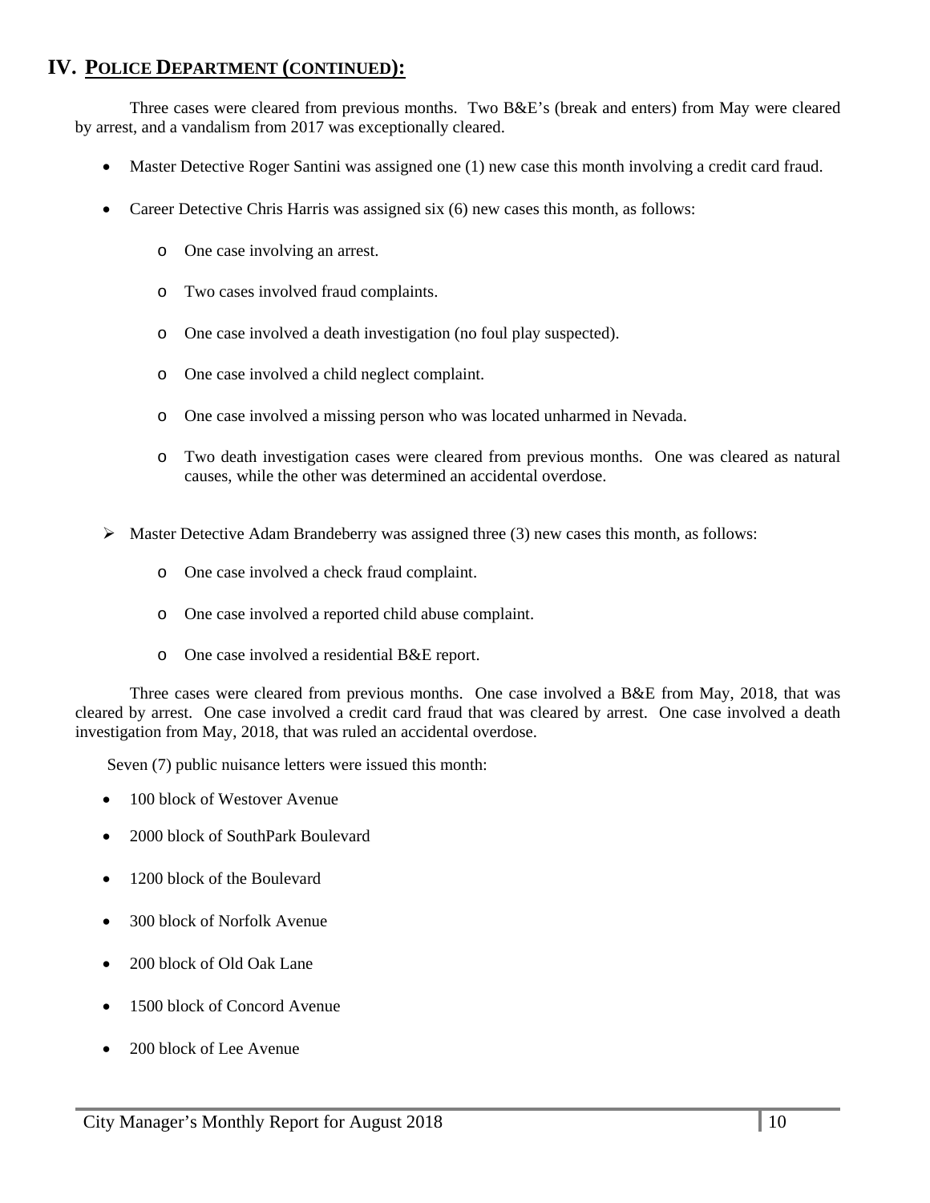## IV. POLICE DEPARTMENT (CONTINUED):

Three cases were cleared from previous months. Two B&E's (break and enters) from May were cleared by arrest, and a vandalism from 2017 was exceptionally cleared.

- Master Detective Roger Santini was assigned one (1) new case this month involving a credit card fraud.
- Career Detective Chris Harris was assigned six (6) new cases this month, as follows:
  - One case involving an arrest.
  - Two cases involved fraud complaints.
  - One case involved a death investigation (no foul play suspected).
  - One case involved a child neglect complaint.
  - One case involved a missing person who was located unharmed in Nevada.
  - Two death investigation cases were cleared from previous months. One was cleared as natural causes, while the other was determined an accidental overdose.
- Master Detective Adam Brandeberry was assigned three (3) new cases this month, as follows:
  - One case involved a check fraud complaint.
  - One case involved a reported child abuse complaint.
  - One case involved a residential B&E report.

Three cases were cleared from previous months. One case involved a B&E from May, 2018, that was cleared by arrest. One case involved a credit card fraud that was cleared by arrest. One case involved a death investigation from May, 2018, that was ruled an accidental overdose.

Seven (7) public nuisance letters were issued this month:

- 100 block of Westover Avenue
- 2000 block of SouthPark Boulevard
- 1200 block of the Boulevard
- 300 block of Norfolk Avenue
- 200 block of Old Oak Lane
- 1500 block of Concord Avenue
- 200 block of Lee Avenue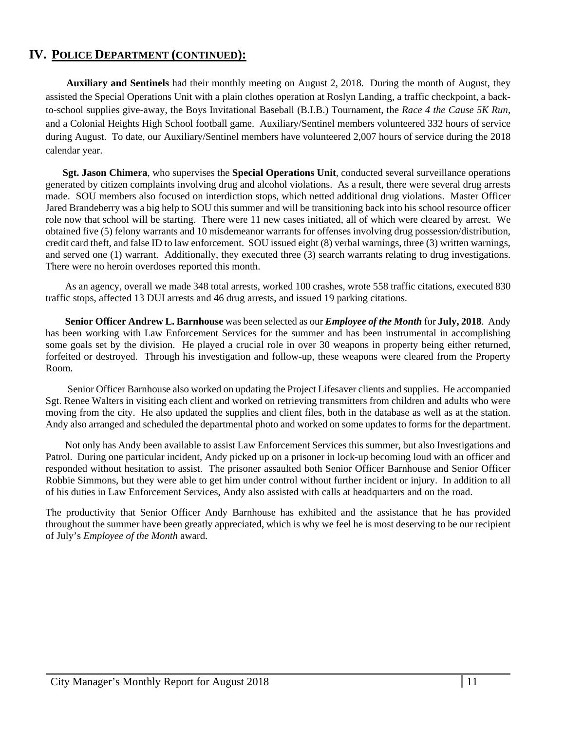## IV. POLICE DEPARTMENT (CONTINUED):

**Auxiliary and Sentinels** had their monthly meeting on August 2, 2018. During the month of August, they assisted the Special Operations Unit with a plain clothes operation at Roslyn Landing, a traffic checkpoint, a back-to-school supplies give-away, the Boys Invitational Baseball (B.I.B.) Tournament, the *Race 4 the Cause 5K Run*, and a Colonial Heights High School football game. Auxiliary/Sentinel members volunteered 332 hours of service during August. To date, our Auxiliary/Sentinel members have volunteered 2,007 hours of service during the 2018 calendar year.

**Sgt. Jason Chimera**, who supervises the **Special Operations Unit**, conducted several surveillance operations generated by citizen complaints involving drug and alcohol violations. As a result, there were several drug arrests made. SOU members also focused on interdiction stops, which netted additional drug violations. Master Officer Jared Brandeberry was a big help to SOU this summer and will be transitioning back into his school resource officer role now that school will be starting. There were 11 new cases initiated, all of which were cleared by arrest. We obtained five (5) felony warrants and 10 misdemeanor warrants for offenses involving drug possession/distribution, credit card theft, and false ID to law enforcement. SOU issued eight (8) verbal warnings, three (3) written warnings, and served one (1) warrant. Additionally, they executed three (3) search warrants relating to drug investigations. There were no heroin overdoses reported this month.

As an agency, overall we made 348 total arrests, worked 100 crashes, wrote 558 traffic citations, executed 830 traffic stops, affected 13 DUI arrests and 46 drug arrests, and issued 19 parking citations.

**Senior Officer Andrew L. Barnhouse** was been selected as our ***Employee of the Month*** for **July, 2018**. Andy has been working with Law Enforcement Services for the summer and has been instrumental in accomplishing some goals set by the division. He played a crucial role in over 30 weapons in property being either returned, forfeited or destroyed. Through his investigation and follow-up, these weapons were cleared from the Property Room.

Senior Officer Barnhouse also worked on updating the Project Lifesaver clients and supplies. He accompanied Sgt. Renee Walters in visiting each client and worked on retrieving transmitters from children and adults who were moving from the city. He also updated the supplies and client files, both in the database as well as at the station. Andy also arranged and scheduled the departmental photo and worked on some updates to forms for the department.

Not only has Andy been available to assist Law Enforcement Services this summer, but also Investigations and Patrol. During one particular incident, Andy picked up on a prisoner in lock-up becoming loud with an officer and responded without hesitation to assist. The prisoner assaulted both Senior Officer Barnhouse and Senior Officer Robbie Simmons, but they were able to get him under control without further incident or injury. In addition to all of his duties in Law Enforcement Services, Andy also assisted with calls at headquarters and on the road.

The productivity that Senior Officer Andy Barnhouse has exhibited and the assistance that he has provided throughout the summer have been greatly appreciated, which is why we feel he is most deserving to be our recipient of July's *Employee of the Month* award.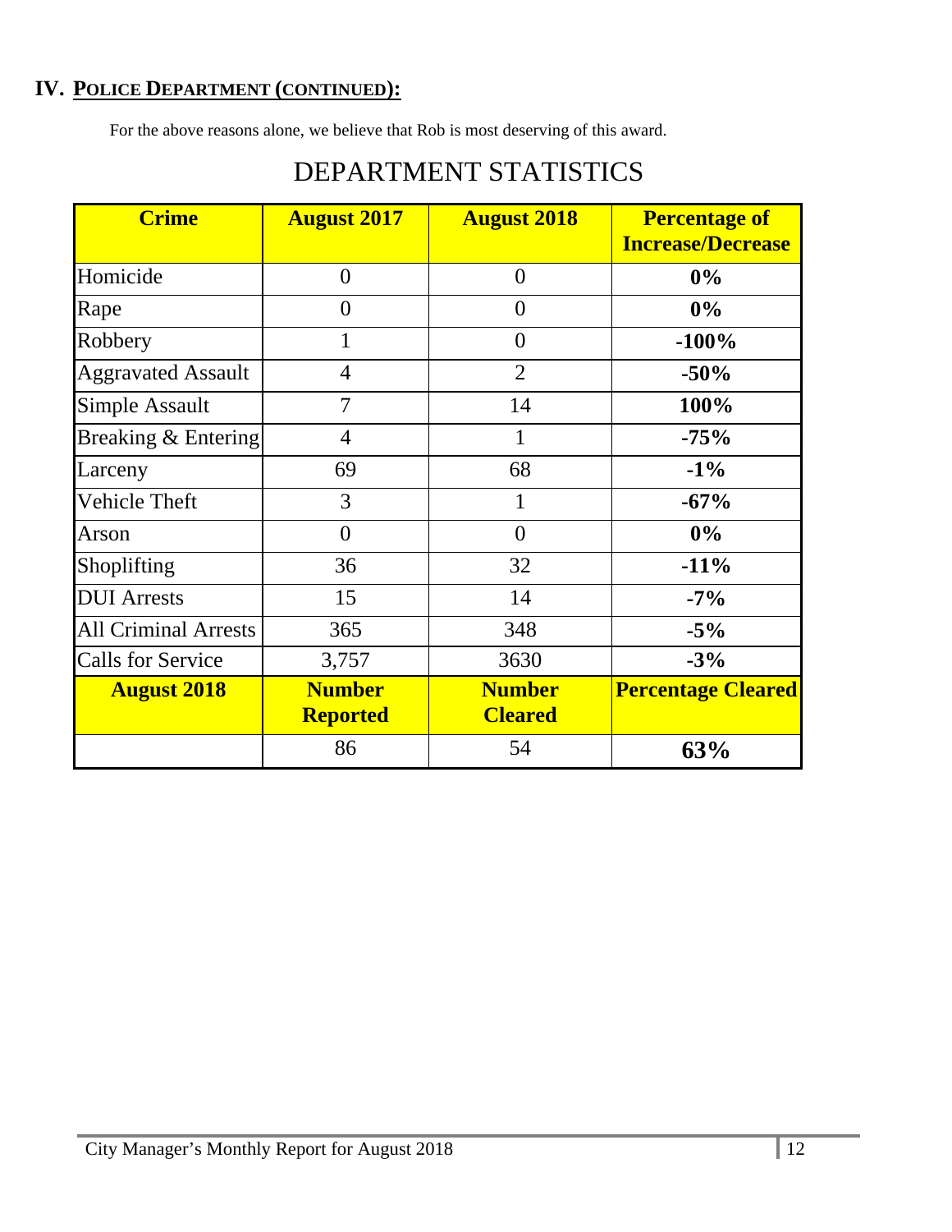## IV. POLICE DEPARTMENT (CONTINUED):

For the above reasons alone, we believe that Rob is most deserving of this award.

# DEPARTMENT STATISTICS

| Crime | August 2017 | August 2018 | Percentage of Increase/Decrease |
|---|---|---|---|
| Homicide | 0 | 0 | **0%** |
| Rape | 0 | 0 | **0%** |
| Robbery | 1 | 0 | **-100%** |
| Aggravated Assault | 4 | 2 | **-50%** |
| Simple Assault | 7 | 14 | **100%** |
| Breaking & Entering | 4 | 1 | **-75%** |
| Larceny | 69 | 68 | **-1%** |
| Vehicle Theft | 3 | 1 | **-67%** |
| Arson | 0 | 0 | **0%** |
| Shoplifting | 36 | 32 | **-11%** |
| DUI Arrests | 15 | 14 | **-7%** |
| All Criminal Arrests | 365 | 348 | **-5%** |
| Calls for Service | 3,757 | 3630 | **-3%** |
| **August 2018** | **Number Reported** | **Number Cleared** | **Percentage Cleared** |
| | 86 | 54 | **63%** |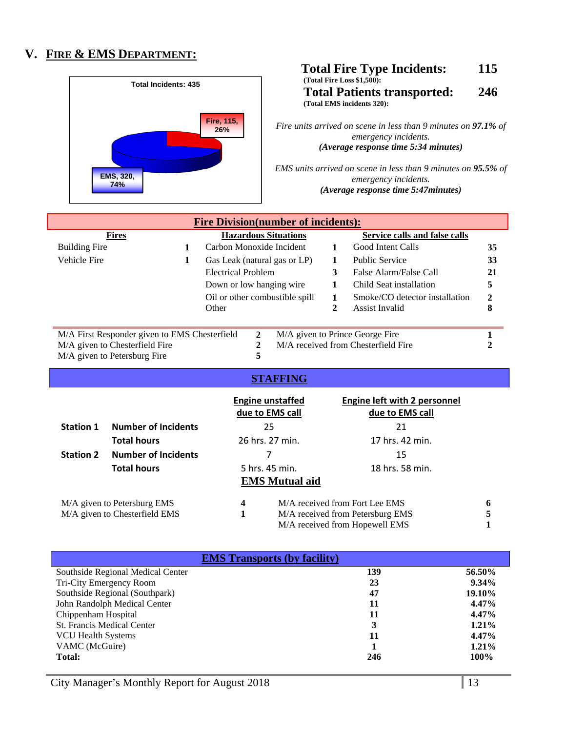## V. FIRE & EMS DEPARTMENT:

Total Incidents: 435

Fire, 115, 26%

EMS, 320, 74%

**Total Fire Type Incidents: 115**
**(Total Fire Loss $1,500):**
**Total Patients transported: 246**
**(Total EMS incidents 320):**

*Fire units arrived on scene in less than 9 minutes on* ***97.1%*** *of emergency incidents.*
***(Average response time 5:34 minutes)***

*EMS units arrived on scene in less than 9 minutes on* ***95.5%*** *of emergency incidents.*
***(Average response time 5:47minutes)***

### Fire Division(number of incidents):

| Fires | | Hazardous Situations | | Service calls and false calls | |
|---|---|---|---|---|---|
| Building Fire | 1 | Carbon Monoxide Incident | 1 | Good Intent Calls | 35 |
| Vehicle Fire | 1 | Gas Leak (natural gas or LP) | 1 | Public Service | 33 |
| | | Electrical Problem | 3 | False Alarm/False Call | 21 |
| | | Down or low hanging wire | 1 | Child Seat installation | 5 |
| | | Oil or other combustible spill | 1 | Smoke/CO detector installation | 2 |
| | | Other | 2 | Assist Invalid | 8 |

| | | | |
|---|---|---|---|
| M/A First Responder given to EMS Chesterfield | 2 | M/A given to Prince George Fire | 1 |
| M/A given to Chesterfield Fire | 2 | M/A received from Chesterfield Fire | 2 |
| M/A given to Petersburg Fire | 5 | | |

### STAFFING

| | | Engine unstaffed due to EMS call | Engine left with 2 personnel due to EMS call |
|---|---|---|---|
| **Station 1** | **Number of Incidents** | 25 | 21 |
| | **Total hours** | 26 hrs. 27 min. | 17 hrs. 42 min. |
| **Station 2** | **Number of Incidents** | 7 | 15 |
| | **Total hours** | 5 hrs. 45 min. | 18 hrs. 58 min. |

### EMS Mutual aid

| | | | |
|---|---|---|---|
| M/A given to Petersburg EMS | 4 | M/A received from Fort Lee EMS | 6 |
| M/A given to Chesterfield EMS | 1 | M/A received from Petersburg EMS | 5 |
| | | M/A received from Hopewell EMS | 1 |

### EMS Transports (by facility)

| Facility | Transports | Percent |
|---|---|---|
| Southside Regional Medical Center | 139 | 56.50% |
| Tri-City Emergency Room | 23 | 9.34% |
| Southside Regional (Southpark) | 47 | 19.10% |
| John Randolph Medical Center | 11 | 4.47% |
| Chippenham Hospital | 11 | 4.47% |
| St. Francis Medical Center | 3 | 1.21% |
| VCU Health Systems | 11 | 4.47% |
| VAMC (McGuire) | 1 | 1.21% |
| **Total:** | **246** | **100%** |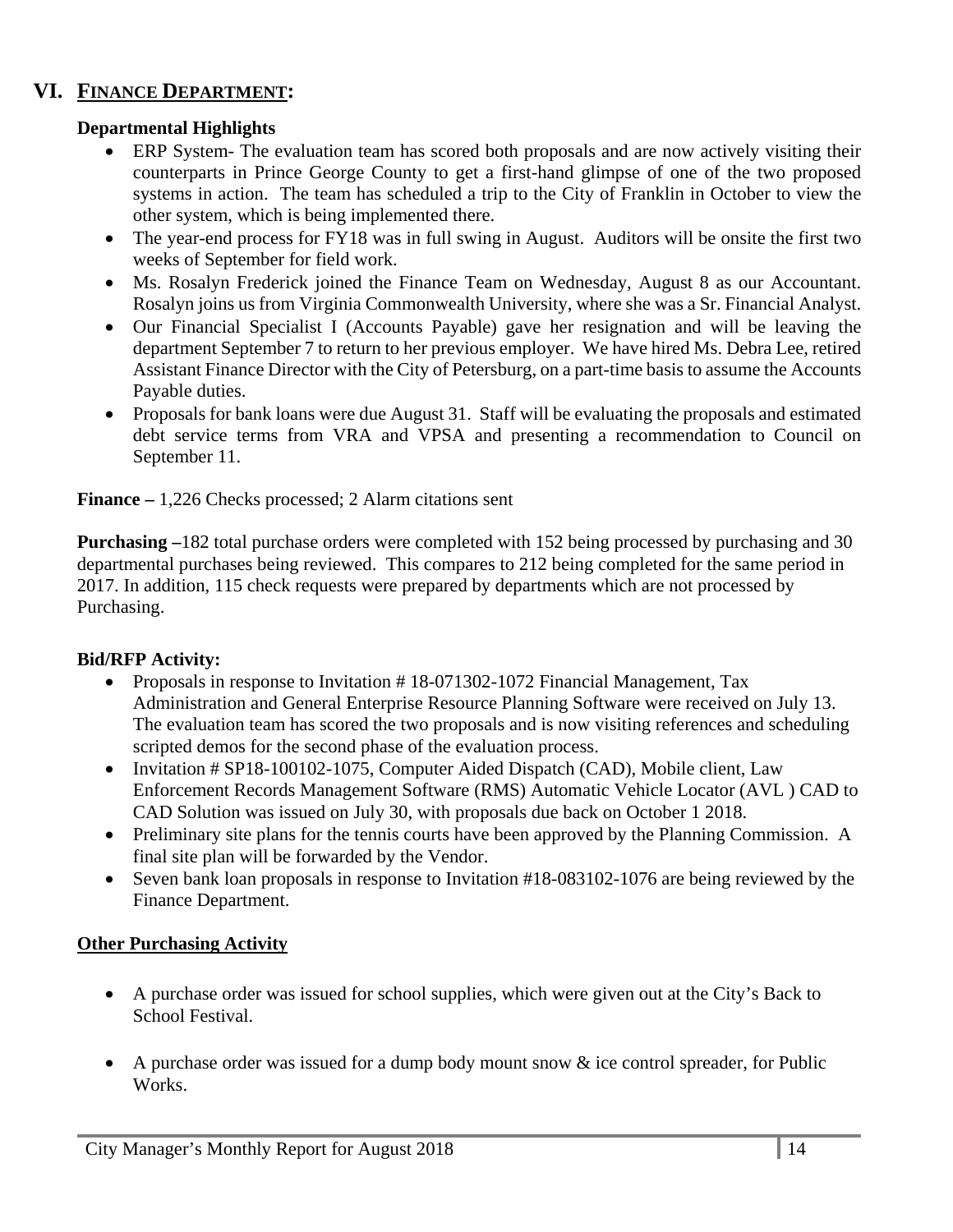# VI. FINANCE DEPARTMENT:

**Departmental Highlights**

- ERP System- The evaluation team has scored both proposals and are now actively visiting their counterparts in Prince George County to get a first-hand glimpse of one of the two proposed systems in action. The team has scheduled a trip to the City of Franklin in October to view the other system, which is being implemented there.
- The year-end process for FY18 was in full swing in August. Auditors will be onsite the first two weeks of September for field work.
- Ms. Rosalyn Frederick joined the Finance Team on Wednesday, August 8 as our Accountant. Rosalyn joins us from Virginia Commonwealth University, where she was a Sr. Financial Analyst.
- Our Financial Specialist I (Accounts Payable) gave her resignation and will be leaving the department September 7 to return to her previous employer. We have hired Ms. Debra Lee, retired Assistant Finance Director with the City of Petersburg, on a part-time basis to assume the Accounts Payable duties.
- Proposals for bank loans were due August 31. Staff will be evaluating the proposals and estimated debt service terms from VRA and VPSA and presenting a recommendation to Council on September 11.

**Finance –** 1,226 Checks processed; 2 Alarm citations sent

**Purchasing –**182 total purchase orders were completed with 152 being processed by purchasing and 30 departmental purchases being reviewed. This compares to 212 being completed for the same period in 2017. In addition, 115 check requests were prepared by departments which are not processed by Purchasing.

**Bid/RFP Activity:**

- Proposals in response to Invitation # 18-071302-1072 Financial Management, Tax Administration and General Enterprise Resource Planning Software were received on July 13. The evaluation team has scored the two proposals and is now visiting references and scheduling scripted demos for the second phase of the evaluation process.
- Invitation # SP18-100102-1075, Computer Aided Dispatch (CAD), Mobile client, Law Enforcement Records Management Software (RMS) Automatic Vehicle Locator (AVL ) CAD to CAD Solution was issued on July 30, with proposals due back on October 1 2018.
- Preliminary site plans for the tennis courts have been approved by the Planning Commission. A final site plan will be forwarded by the Vendor.
- Seven bank loan proposals in response to Invitation #18-083102-1076 are being reviewed by the Finance Department.

**Other Purchasing Activity**

- A purchase order was issued for school supplies, which were given out at the City's Back to School Festival.
- A purchase order was issued for a dump body mount snow & ice control spreader, for Public Works.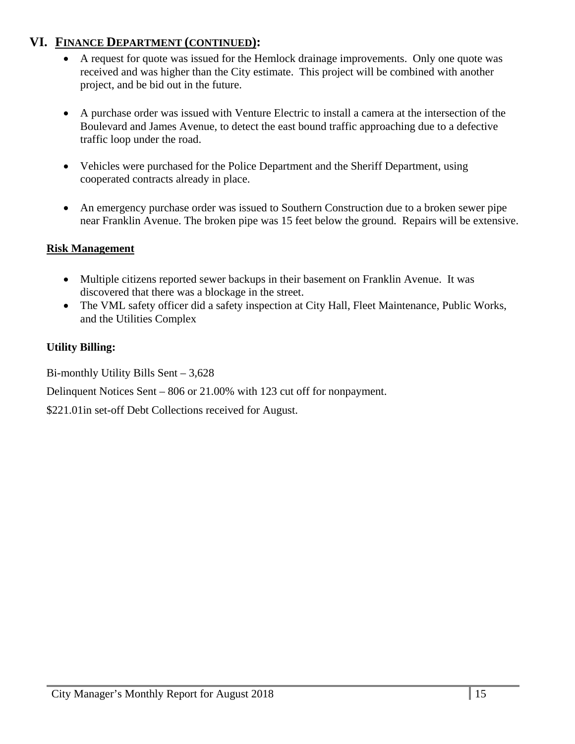## VI. FINANCE DEPARTMENT (CONTINUED):

- A request for quote was issued for the Hemlock drainage improvements. Only one quote was received and was higher than the City estimate. This project will be combined with another project, and be bid out in the future.

- A purchase order was issued with Venture Electric to install a camera at the intersection of the Boulevard and James Avenue, to detect the east bound traffic approaching due to a defective traffic loop under the road.

- Vehicles were purchased for the Police Department and the Sheriff Department, using cooperated contracts already in place.

- An emergency purchase order was issued to Southern Construction due to a broken sewer pipe near Franklin Avenue. The broken pipe was 15 feet below the ground. Repairs will be extensive.

### Risk Management

- Multiple citizens reported sewer backups in their basement on Franklin Avenue. It was discovered that there was a blockage in the street.
- The VML safety officer did a safety inspection at City Hall, Fleet Maintenance, Public Works, and the Utilities Complex

**Utility Billing:**

Bi-monthly Utility Bills Sent – 3,628

Delinquent Notices Sent – 806 or 21.00% with 123 cut off for nonpayment.

\$221.01in set-off Debt Collections received for August.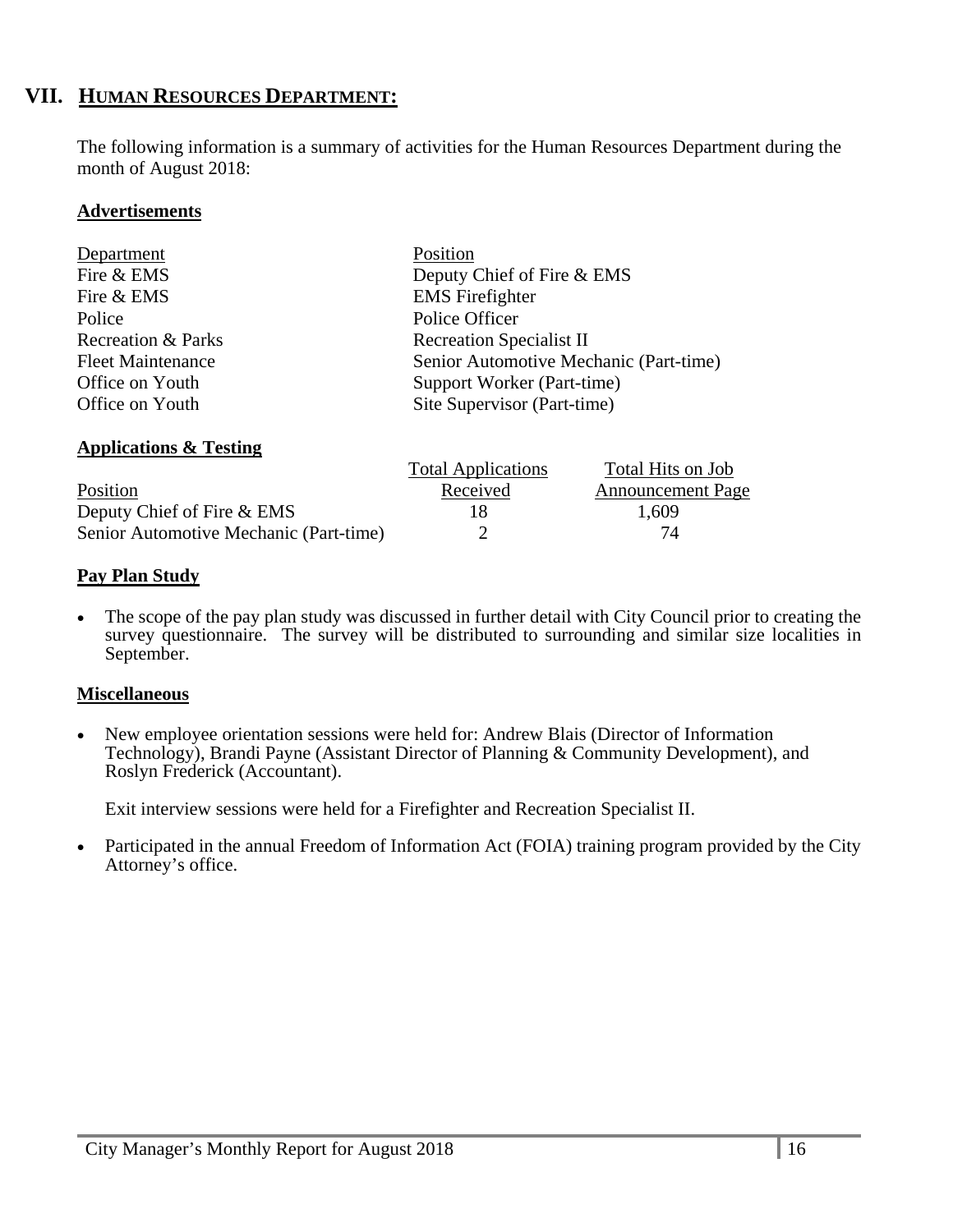# VII. HUMAN RESOURCES DEPARTMENT:

The following information is a summary of activities for the Human Resources Department during the month of August 2018:

**Advertisements**

| Department | Position |
|---|---|
| Fire & EMS | Deputy Chief of Fire & EMS |
| Fire & EMS | EMS Firefighter |
| Police | Police Officer |
| Recreation & Parks | Recreation Specialist II |
| Fleet Maintenance | Senior Automotive Mechanic (Part-time) |
| Office on Youth | Support Worker (Part-time) |
| Office on Youth | Site Supervisor (Part-time) |

**Applications & Testing**

| Position | Total Applications Received | Total Hits on Job Announcement Page |
|---|---|---|
| Deputy Chief of Fire & EMS | 18 | 1,609 |
| Senior Automotive Mechanic (Part-time) | 2 | 74 |

**Pay Plan Study**

- The scope of the pay plan study was discussed in further detail with City Council prior to creating the survey questionnaire. The survey will be distributed to surrounding and similar size localities in September.

**Miscellaneous**

- New employee orientation sessions were held for: Andrew Blais (Director of Information Technology), Brandi Payne (Assistant Director of Planning & Community Development), and Roslyn Frederick (Accountant).

  Exit interview sessions were held for a Firefighter and Recreation Specialist II.

- Participated in the annual Freedom of Information Act (FOIA) training program provided by the City Attorney's office.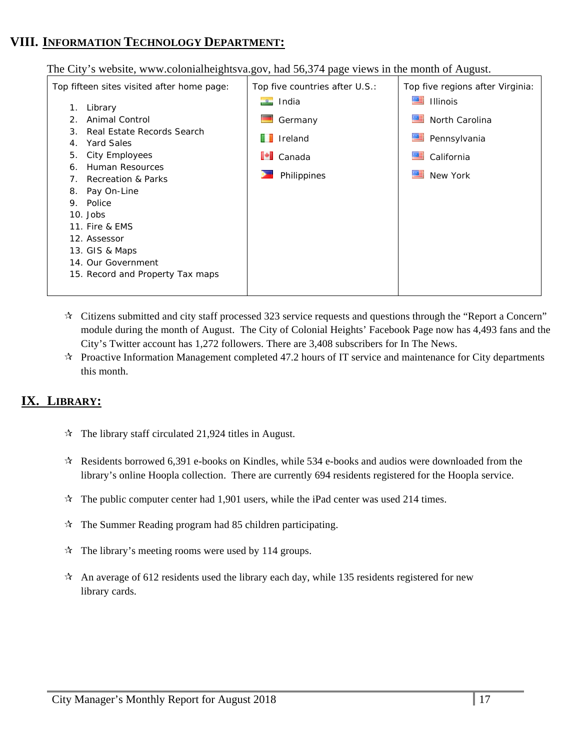## VIII. INFORMATION TECHNOLOGY DEPARTMENT:

The City's website, www.colonialheightsva.gov, had 56,374 page views in the month of August.

| Top fifteen sites visited after home page: | Top five countries after U.S.: | Top five regions after Virginia: |
|---|---|---|
| 1. Library | India | Illinois |
| 2. Animal Control | Germany | North Carolina |
| 3. Real Estate Records Search | Ireland | Pennsylvania |
| 4. Yard Sales | Canada | California |
| 5. City Employees | Philippines | New York |
| 6. Human Resources | | |
| 7. Recreation & Parks | | |
| 8. Pay On-Line | | |
| 9. Police | | |
| 10. Jobs | | |
| 11. Fire & EMS | | |
| 12. Assessor | | |
| 13. GIS & Maps | | |
| 14. Our Government | | |
| 15. Record and Property Tax maps | | |

- ✰ Citizens submitted and city staff processed 323 service requests and questions through the "Report a Concern" module during the month of August. The City of Colonial Heights' Facebook Page now has 4,493 fans and the City's Twitter account has 1,272 followers. There are 3,408 subscribers for In The News.
- ✰ Proactive Information Management completed 47.2 hours of IT service and maintenance for City departments this month.

## IX. LIBRARY:

- ✰ The library staff circulated 21,924 titles in August.
- ✰ Residents borrowed 6,391 e-books on Kindles, while 534 e-books and audios were downloaded from the library's online Hoopla collection. There are currently 694 residents registered for the Hoopla service.
- ✰ The public computer center had 1,901 users, while the iPad center was used 214 times.
- ✰ The Summer Reading program had 85 children participating.
- ✰ The library's meeting rooms were used by 114 groups.
- ✰ An average of 612 residents used the library each day, while 135 residents registered for new library cards.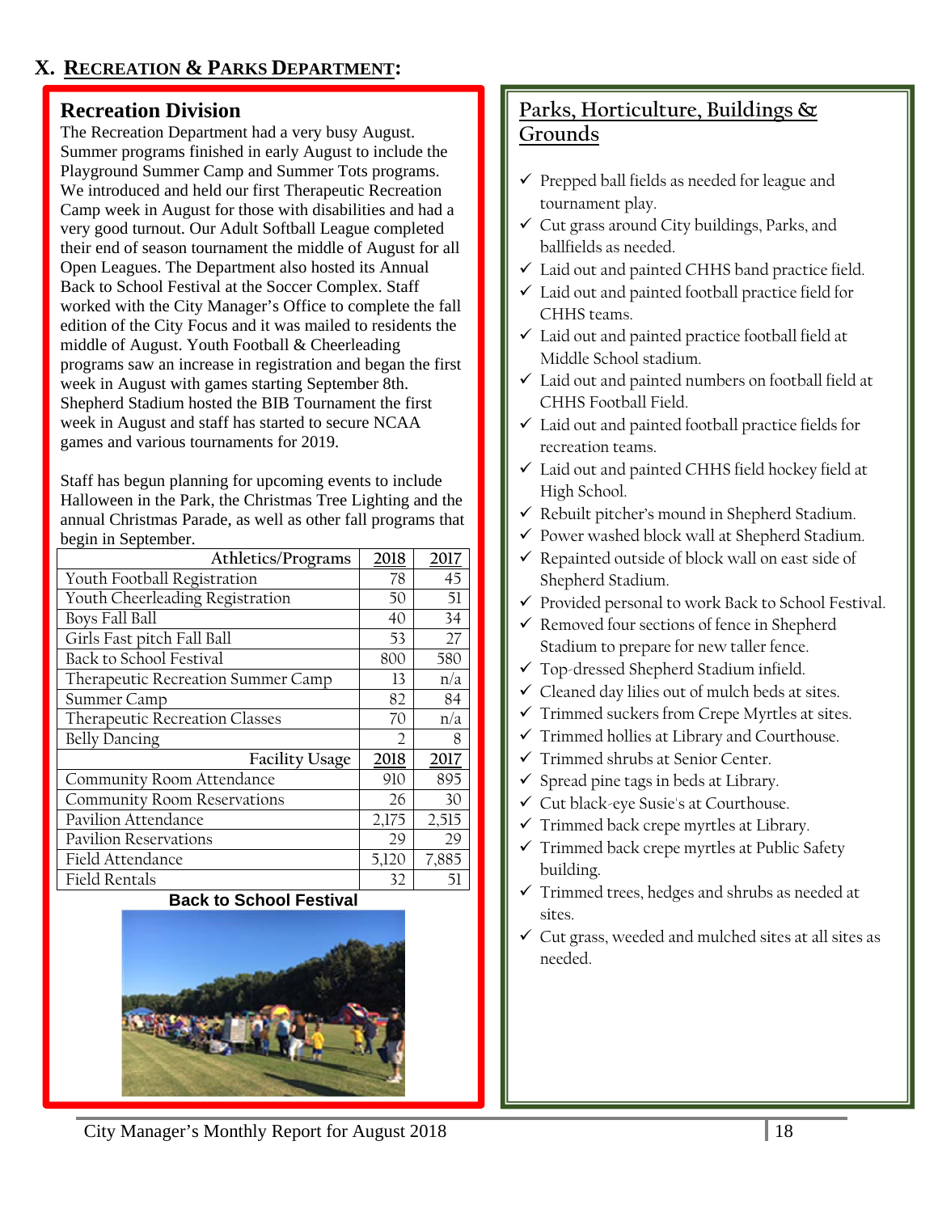# X. RECREATION & PARKS DEPARTMENT:

## Recreation Division

The Recreation Department had a very busy August. Summer programs finished in early August to include the Playground Summer Camp and Summer Tots programs. We introduced and held our first Therapeutic Recreation Camp week in August for those with disabilities and had a very good turnout. Our Adult Softball League completed their end of season tournament the middle of August for all Open Leagues. The Department also hosted its Annual Back to School Festival at the Soccer Complex. Staff worked with the City Manager's Office to complete the fall edition of the City Focus and it was mailed to residents the middle of August. Youth Football & Cheerleading programs saw an increase in registration and began the first week in August with games starting September 8th. Shepherd Stadium hosted the BIB Tournament the first week in August and staff has started to secure NCAA games and various tournaments for 2019.

Staff has begun planning for upcoming events to include Halloween in the Park, the Christmas Tree Lighting and the annual Christmas Parade, as well as other fall programs that begin in September.

| Athletics/Programs | 2018 | 2017 |
|---|---|---|
| Youth Football Registration | 78 | 45 |
| Youth Cheerleading Registration | 50 | 51 |
| Boys Fall Ball | 40 | 34 |
| Girls Fast pitch Fall Ball | 53 | 27 |
| Back to School Festival | 800 | 580 |
| Therapeutic Recreation Summer Camp | 13 | n/a |
| Summer Camp | 82 | 84 |
| Therapeutic Recreation Classes | 70 | n/a |
| Belly Dancing | 2 | 8 |
| **Facility Usage** | **2018** | **2017** |
| Community Room Attendance | 910 | 895 |
| Community Room Reservations | 26 | 30 |
| Pavilion Attendance | 2,175 | 2,515 |
| Pavilion Reservations | 29 | 29 |
| Field Attendance | 5,120 | 7,885 |
| Field Rentals | 32 | 51 |

**Back to School Festival**

## Parks, Horticulture, Buildings & Grounds

- ✓ Prepped ball fields as needed for league and tournament play.
- ✓ Cut grass around City buildings, Parks, and ballfields as needed.
- ✓ Laid out and painted CHHS band practice field.
- ✓ Laid out and painted football practice field for CHHS teams.
- ✓ Laid out and painted practice football field at Middle School stadium.
- ✓ Laid out and painted numbers on football field at CHHS Football Field.
- ✓ Laid out and painted football practice fields for recreation teams.
- ✓ Laid out and painted CHHS field hockey field at High School.
- ✓ Rebuilt pitcher's mound in Shepherd Stadium.
- ✓ Power washed block wall at Shepherd Stadium.
- ✓ Repainted outside of block wall on east side of Shepherd Stadium.
- ✓ Provided personal to work Back to School Festival.
- ✓ Removed four sections of fence in Shepherd Stadium to prepare for new taller fence.
- ✓ Top-dressed Shepherd Stadium infield.
- ✓ Cleaned day lilies out of mulch beds at sites.
- ✓ Trimmed suckers from Crepe Myrtles at sites.
- ✓ Trimmed hollies at Library and Courthouse.
- ✓ Trimmed shrubs at Senior Center.
- ✓ Spread pine tags in beds at Library.
- ✓ Cut black-eye Susie's at Courthouse.
- ✓ Trimmed back crepe myrtles at Library.
- ✓ Trimmed back crepe myrtles at Public Safety building.
- ✓ Trimmed trees, hedges and shrubs as needed at sites.
- ✓ Cut grass, weeded and mulched sites at all sites as needed.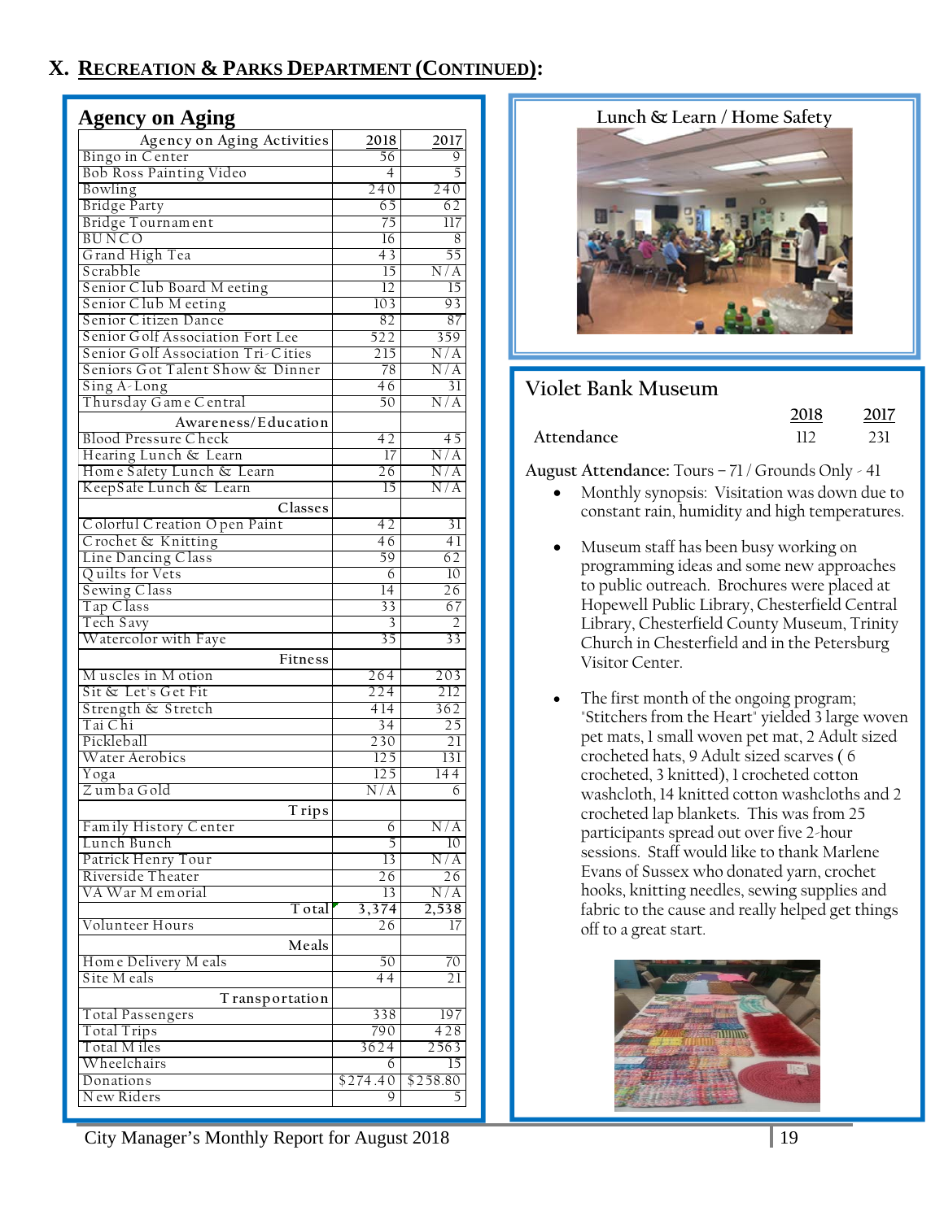# X. Recreation & Parks Department (Continued):

## Agency on Aging

| Agency on Aging Activities | 2018 | 2017 |
|---|---|---|
| Bingo in Center | 56 | 9 |
| Bob Ross Painting Video | 4 | 5 |
| Bowling | 240 | 240 |
| Bridge Party | 65 | 62 |
| Bridge Tournament | 75 | 117 |
| BUNCO | 16 | 8 |
| Grand High Tea | 43 | 55 |
| Scrabble | 15 | N/A |
| Senior Club Board Meeting | 12 | 15 |
| Senior Club Meeting | 103 | 93 |
| Senior Citizen Dance | 82 | 87 |
| Senior Golf Association Fort Lee | 522 | 359 |
| Senior Golf Association Tri-Cities | 215 | N/A |
| Seniors Got Talent Show & Dinner | 78 | N/A |
| Sing A-Long | 46 | 31 |
| Thursday Game Central | 50 | N/A |
| **Awareness/Education** | | |
| Blood Pressure Check | 42 | 45 |
| Hearing Lunch & Learn | 17 | N/A |
| Home Safety Lunch & Learn | 26 | N/A |
| KeepSafe Lunch & Learn | 15 | N/A |
| **Classes** | | |
| Colorful Creation Open Paint | 42 | 31 |
| Crochet & Knitting | 46 | 41 |
| Line Dancing Class | 59 | 62 |
| Quilts for Vets | 6 | 10 |
| Sewing Class | 14 | 26 |
| Tap Class | 33 | 67 |
| Tech Savy | 3 | 2 |
| Watercolor with Faye | 35 | 33 |
| **Fitness** | | |
| Muscles in Motion | 264 | 203 |
| Sit & Let's Get Fit | 224 | 212 |
| Strength & Stretch | 414 | 362 |
| Tai Chi | 34 | 25 |
| Pickleball | 230 | 21 |
| Water Aerobics | 125 | 131 |
| Yoga | 125 | 144 |
| Zumba Gold | N/A | 6 |
| **Trips** | | |
| Family History Center | 6 | N/A |
| Lunch Bunch | 5 | 10 |
| Patrick Henry Tour | 13 | N/A |
| Riverside Theater | 26 | 26 |
| VA War Memorial | 13 | N/A |
| **Total** | **3,374** | **2,538** |
| Volunteer Hours | 26 | 17 |
| **Meals** | | |
| Home Delivery Meals | 50 | 70 |
| Site Meals | 44 | 21 |
| **Transportation** | | |
| Total Passengers | 338 | 197 |
| Total Trips | 790 | 428 |
| Total Miles | 3624 | 2563 |
| Wheelchairs | 6 | 15 |
| Donations | $274.40 | $258.80 |
| New Riders | 9 | 5 |

### Lunch & Learn / Home Safety

## Violet Bank Museum

| | 2018 | 2017 |
|---|---|---|
| Attendance | 112 | 231 |

**August Attendance:** Tours – 71 / Grounds Only - 41

- Monthly synopsis: Visitation was down due to constant rain, humidity and high temperatures.
- Museum staff has been busy working on programming ideas and some new approaches to public outreach. Brochures were placed at Hopewell Public Library, Chesterfield Central Library, Chesterfield County Museum, Trinity Church in Chesterfield and in the Petersburg Visitor Center.
- The first month of the ongoing program; "Stitchers from the Heart" yielded 3 large woven pet mats, 1 small woven pet mat, 2 Adult sized crocheted hats, 9 Adult sized scarves ( 6 crocheted, 3 knitted), 1 crocheted cotton washcloth, 14 knitted cotton washcloths and 2 crocheted lap blankets. This was from 25 participants spread out over five 2-hour sessions. Staff would like to thank Marlene Evans of Sussex who donated yarn, crochet hooks, knitting needles, sewing supplies and fabric to the cause and really helped get things off to a great start.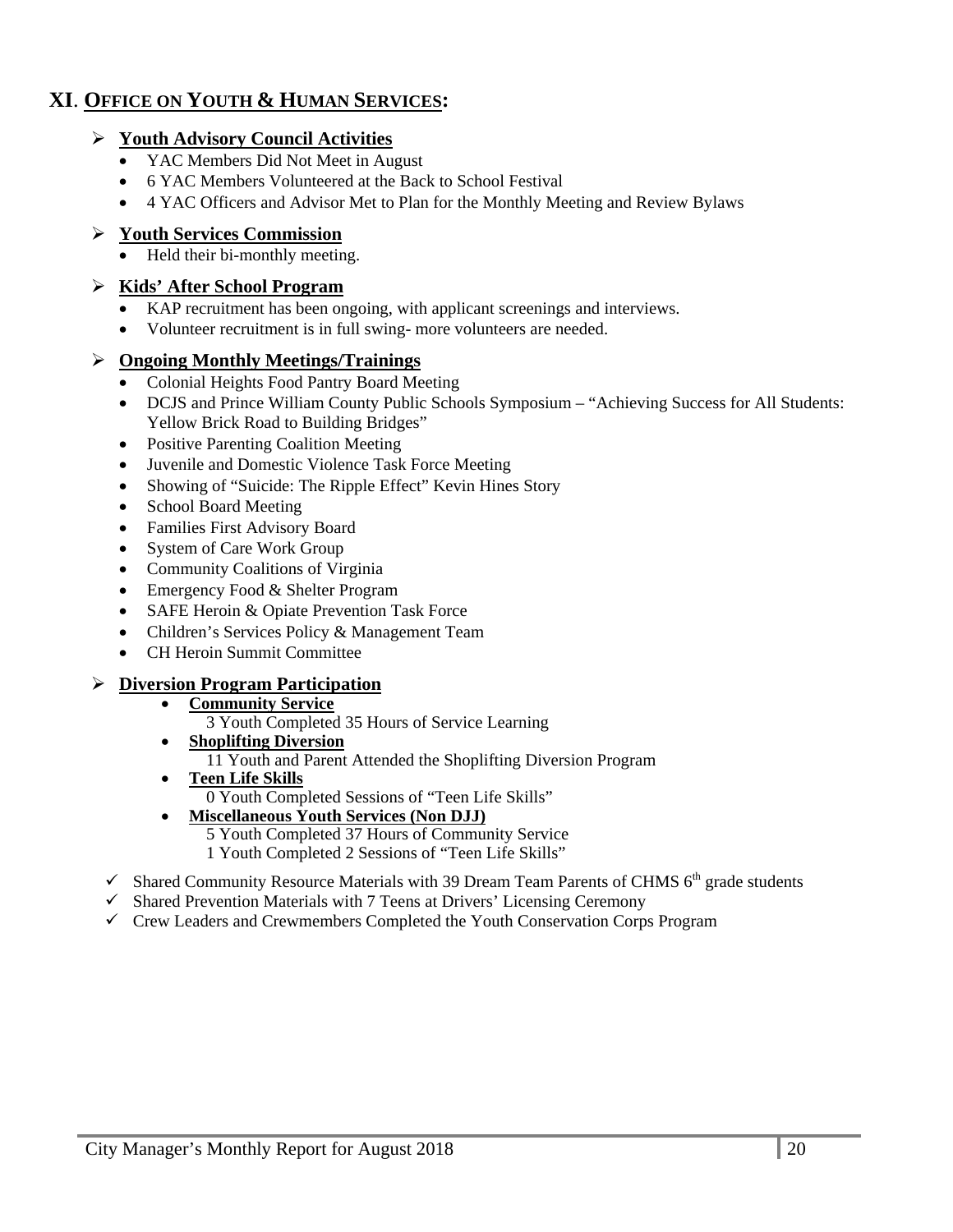## XI. OFFICE ON YOUTH & HUMAN SERVICES:

### Youth Advisory Council Activities

- YAC Members Did Not Meet in August
- 6 YAC Members Volunteered at the Back to School Festival
- 4 YAC Officers and Advisor Met to Plan for the Monthly Meeting and Review Bylaws

### Youth Services Commission

- Held their bi-monthly meeting.

### Kids' After School Program

- KAP recruitment has been ongoing, with applicant screenings and interviews.
- Volunteer recruitment is in full swing- more volunteers are needed.

### Ongoing Monthly Meetings/Trainings

- Colonial Heights Food Pantry Board Meeting
- DCJS and Prince William County Public Schools Symposium – "Achieving Success for All Students: Yellow Brick Road to Building Bridges"
- Positive Parenting Coalition Meeting
- Juvenile and Domestic Violence Task Force Meeting
- Showing of "Suicide: The Ripple Effect" Kevin Hines Story
- School Board Meeting
- Families First Advisory Board
- System of Care Work Group
- Community Coalitions of Virginia
- Emergency Food & Shelter Program
- SAFE Heroin & Opiate Prevention Task Force
- Children's Services Policy & Management Team
- CH Heroin Summit Committee

### Diversion Program Participation

- **Community Service**
  3 Youth Completed 35 Hours of Service Learning
- **Shoplifting Diversion**
  11 Youth and Parent Attended the Shoplifting Diversion Program
- **Teen Life Skills**
  0 Youth Completed Sessions of "Teen Life Skills"
- **Miscellaneous Youth Services (Non DJJ)**
  5 Youth Completed 37 Hours of Community Service
  1 Youth Completed 2 Sessions of "Teen Life Skills"

- ✓ Shared Community Resource Materials with 39 Dream Team Parents of CHMS 6th grade students
- ✓ Shared Prevention Materials with 7 Teens at Drivers' Licensing Ceremony
- ✓ Crew Leaders and Crewmembers Completed the Youth Conservation Corps Program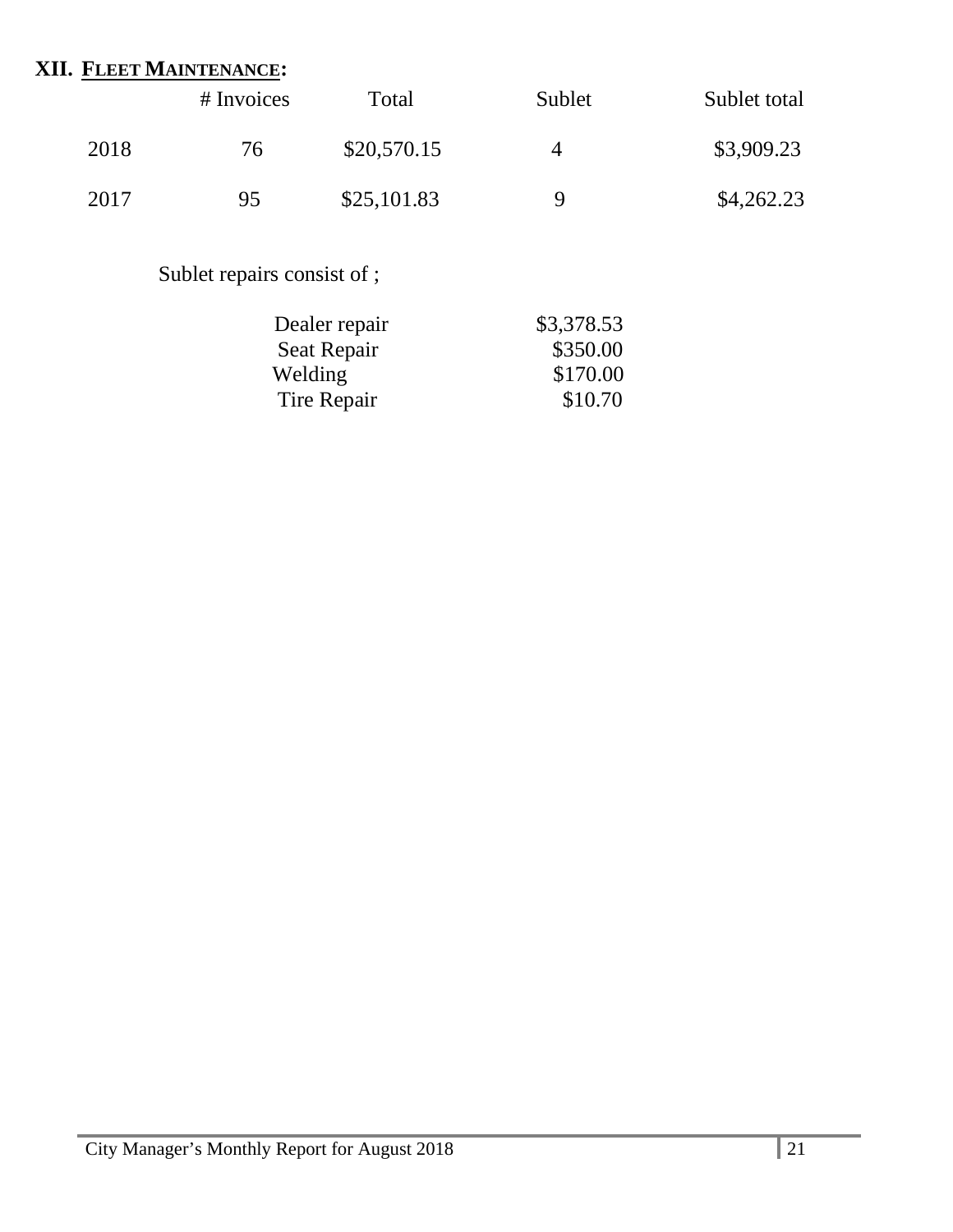## XII. FLEET MAINTENANCE:

| | # Invoices | Total | Sublet | Sublet total |
|---|---|---|---|---|
| 2018 | 76 | $20,570.15 | 4 | $3,909.23 |
| 2017 | 95 | $25,101.83 | 9 | $4,262.23 |

Sublet repairs consist of ;

| | |
|---|---|
| Dealer repair | $3,378.53 |
| Seat Repair | $350.00 |
| Welding | $170.00 |
| Tire Repair | $10.70 |